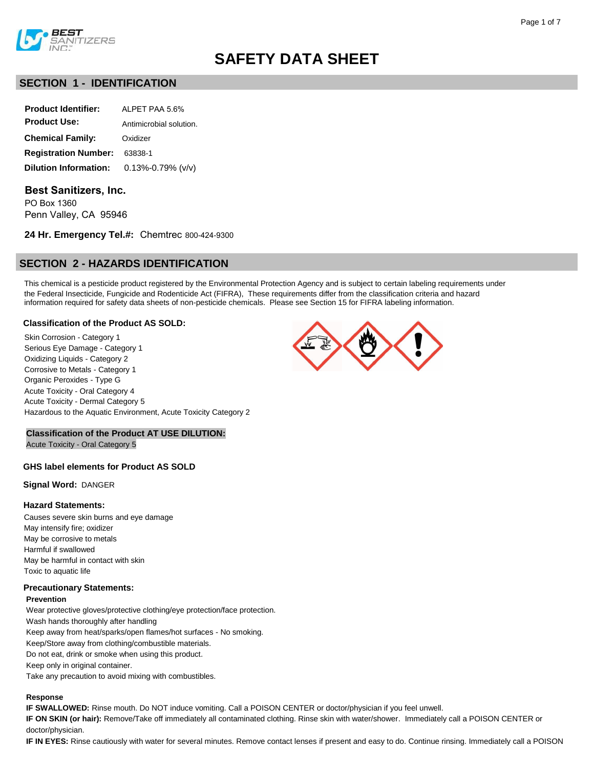# SAFETY DATA SHEET

## SECTION 1 - IDENTIFICATION

**Product Identifier:** ALPET PAA 5.6%

**Product Use:** Antimicrobial solution.

**Chemical Family:** Oxidizer

**Registration Number:** 63838-1

**Dilution Information:** 0.13%-0.79% (v/v)

**Best Sanitizers, Inc.**
PO Box 1360
Penn Valley, CA 95946

**24 Hr. Emergency Tel.#:** Chemtrec 800-424-9300

## SECTION 2 - HAZARDS IDENTIFICATION

This chemical is a pesticide product registered by the Environmental Protection Agency and is subject to certain labeling requirements under the Federal Insecticide, Fungicide and Rodenticide Act (FIFRA), These requirements differ from the classification criteria and hazard information required for safety data sheets of non-pesticide chemicals. Please see Section 15 for FIFRA labeling information.

### Classification of the Product AS SOLD:

Skin Corrosion - Category 1
Serious Eye Damage - Category 1
Oxidizing Liquids - Category 2
Corrosive to Metals - Category 1
Organic Peroxides - Type G
Acute Toxicity - Oral Category 4
Acute Toxicity - Dermal Category 5
Hazardous to the Aquatic Environment, Acute Toxicity Category 2

### Classification of the Product AT USE DILUTION:

Acute Toxicity - Oral Category 5

### GHS label elements for Product AS SOLD

**Signal Word:** DANGER

### Hazard Statements:

Causes severe skin burns and eye damage
May intensify fire; oxidizer
May be corrosive to metals
Harmful if swallowed
May be harmful in contact with skin
Toxic to aquatic life

### Precautionary Statements:

**Prevention**

Wear protective gloves/protective clothing/eye protection/face protection.
Wash hands thoroughly after handling
Keep away from heat/sparks/open flames/hot surfaces - No smoking.
Keep/Store away from clothing/combustible materials.
Do not eat, drink or smoke when using this product.
Keep only in original container.
Take any precaution to avoid mixing with combustibles.

**Response**

**IF SWALLOWED:** Rinse mouth. Do NOT induce vomiting. Call a POISON CENTER or doctor/physician if you feel unwell.
**IF ON SKIN (or hair):** Remove/Take off immediately all contaminated clothing. Rinse skin with water/shower. Immediately call a POISON CENTER or doctor/physician.
**IF IN EYES:** Rinse cautiously with water for several minutes. Remove contact lenses if present and easy to do. Continue rinsing. Immediately call a POISON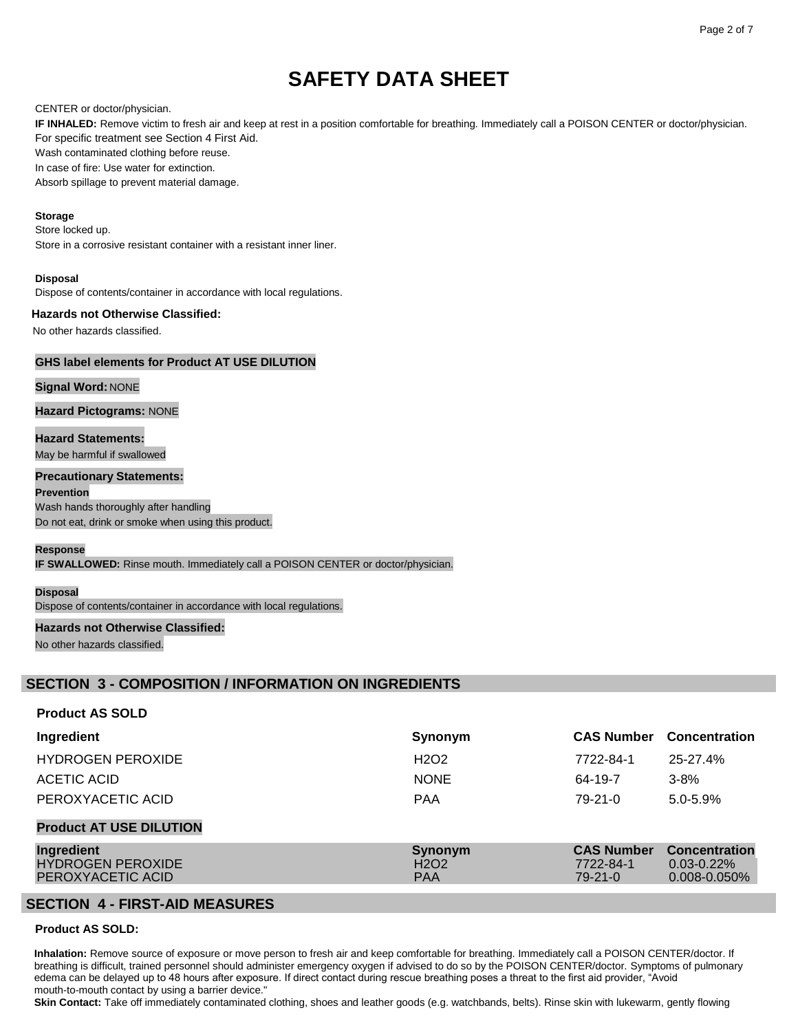# SAFETY DATA SHEET

CENTER or doctor/physician.

**IF INHALED:** Remove victim to fresh air and keep at rest in a position comfortable for breathing. Immediately call a POISON CENTER or doctor/physician.

For specific treatment see Section 4 First Aid.

Wash contaminated clothing before reuse.

In case of fire: Use water for extinction.

Absorb spillage to prevent material damage.

**Storage**

Store locked up.

Store in a corrosive resistant container with a resistant inner liner.

**Disposal**

Dispose of contents/container in accordance with local regulations.

**Hazards not Otherwise Classified:**

No other hazards classified.

**GHS label elements for Product AT USE DILUTION**

**Signal Word:** NONE

**Hazard Pictograms:** NONE

**Hazard Statements:**

May be harmful if swallowed

**Precautionary Statements:**

**Prevention**

Wash hands thoroughly after handling

Do not eat, drink or smoke when using this product.

**Response**

**IF SWALLOWED:** Rinse mouth. Immediately call a POISON CENTER or doctor/physician.

**Disposal**

Dispose of contents/container in accordance with local regulations.

**Hazards not Otherwise Classified:**

No other hazards classified.

## SECTION 3 - COMPOSITION / INFORMATION ON INGREDIENTS

### Product AS SOLD

| Ingredient | Synonym | CAS Number | Concentration |
|---|---|---|---|
| HYDROGEN PEROXIDE | H2O2 | 7722-84-1 | 25-27.4% |
| ACETIC ACID | NONE | 64-19-7 | 3-8% |
| PEROXYACETIC ACID | PAA | 79-21-0 | 5.0-5.9% |

### Product AT USE DILUTION

| Ingredient | Synonym | CAS Number | Concentration |
|---|---|---|---|
| HYDROGEN PEROXIDE | H2O2 | 7722-84-1 | 0.03-0.22% |
| PEROXYACETIC ACID | PAA | 79-21-0 | 0.008-0.050% |

## SECTION 4 - FIRST-AID MEASURES

**Product AS SOLD:**

**Inhalation:** Remove source of exposure or move person to fresh air and keep comfortable for breathing. Immediately call a POISON CENTER/doctor. If breathing is difficult, trained personnel should administer emergency oxygen if advised to do so by the POISON CENTER/doctor. Symptoms of pulmonary edema can be delayed up to 48 hours after exposure. If direct contact during rescue breathing poses a threat to the first aid provider, "Avoid mouth-to-mouth contact by using a barrier device."

**Skin Contact:** Take off immediately contaminated clothing, shoes and leather goods (e.g. watchbands, belts). Rinse skin with lukewarm, gently flowing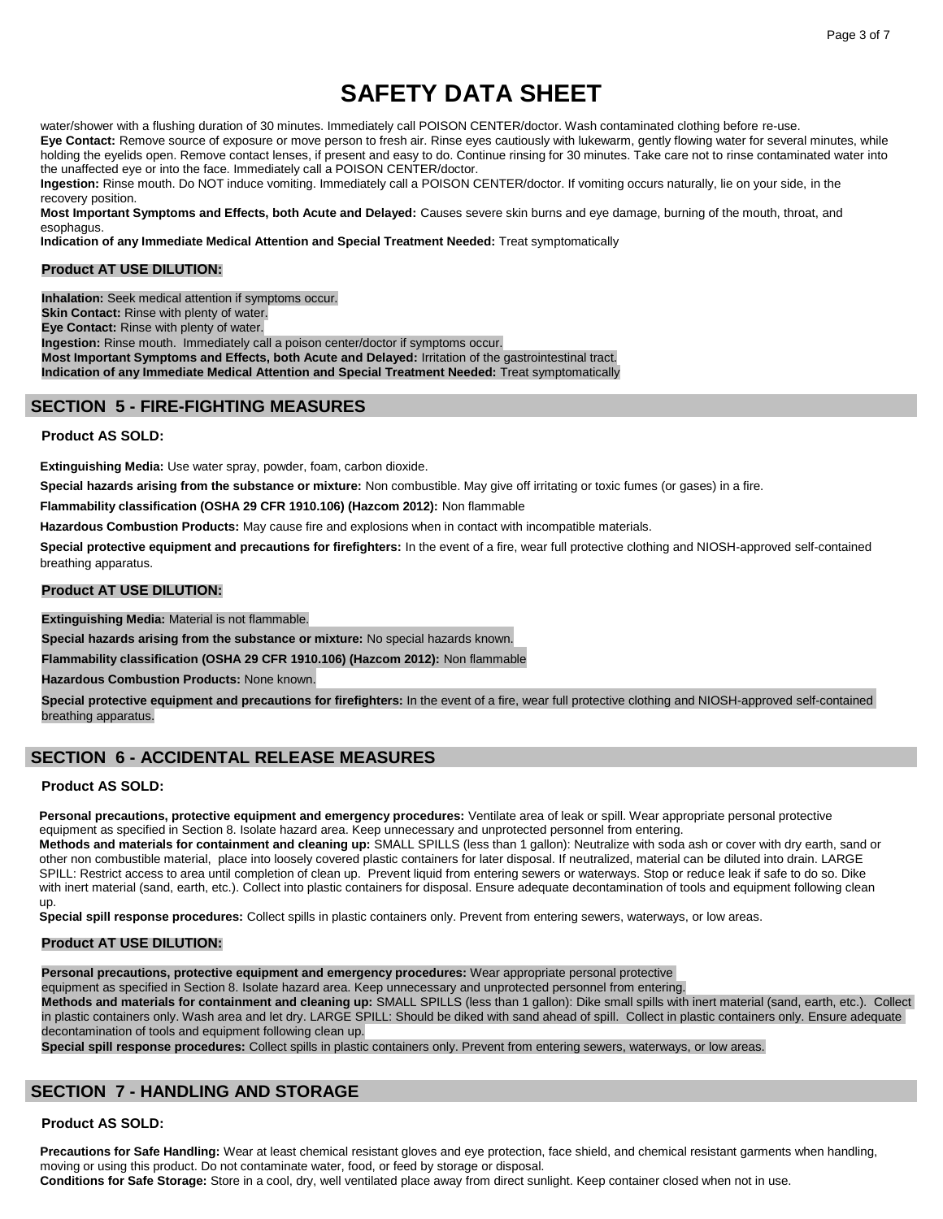# SAFETY DATA SHEET

water/shower with a flushing duration of 30 minutes. Immediately call POISON CENTER/doctor. Wash contaminated clothing before re-use.

**Eye Contact:** Remove source of exposure or move person to fresh air. Rinse eyes cautiously with lukewarm, gently flowing water for several minutes, while holding the eyelids open. Remove contact lenses, if present and easy to do. Continue rinsing for 30 minutes. Take care not to rinse contaminated water into the unaffected eye or into the face. Immediately call a POISON CENTER/doctor.

**Ingestion:** Rinse mouth. Do NOT induce vomiting. Immediately call a POISON CENTER/doctor. If vomiting occurs naturally, lie on your side, in the recovery position.

**Most Important Symptoms and Effects, both Acute and Delayed:** Causes severe skin burns and eye damage, burning of the mouth, throat, and esophagus.

**Indication of any Immediate Medical Attention and Special Treatment Needed:** Treat symptomatically

### Product AT USE DILUTION:

**Inhalation:** Seek medical attention if symptoms occur.
**Skin Contact:** Rinse with plenty of water.
**Eye Contact:** Rinse with plenty of water.
**Ingestion:** Rinse mouth. Immediately call a poison center/doctor if symptoms occur.
**Most Important Symptoms and Effects, both Acute and Delayed:** Irritation of the gastrointestinal tract.
**Indication of any Immediate Medical Attention and Special Treatment Needed:** Treat symptomatically

## SECTION 5 - FIRE-FIGHTING MEASURES

### Product AS SOLD:

**Extinguishing Media:** Use water spray, powder, foam, carbon dioxide.

**Special hazards arising from the substance or mixture:** Non combustible. May give off irritating or toxic fumes (or gases) in a fire.

**Flammability classification (OSHA 29 CFR 1910.106) (Hazcom 2012):** Non flammable

**Hazardous Combustion Products:** May cause fire and explosions when in contact with incompatible materials.

**Special protective equipment and precautions for firefighters:** In the event of a fire, wear full protective clothing and NIOSH-approved self-contained breathing apparatus.

### Product AT USE DILUTION:

**Extinguishing Media:** Material is not flammable.

**Special hazards arising from the substance or mixture:** No special hazards known.

**Flammability classification (OSHA 29 CFR 1910.106) (Hazcom 2012):** Non flammable

**Hazardous Combustion Products:** None known.

**Special protective equipment and precautions for firefighters:** In the event of a fire, wear full protective clothing and NIOSH-approved self-contained breathing apparatus.

## SECTION 6 - ACCIDENTAL RELEASE MEASURES

### Product AS SOLD:

**Personal precautions, protective equipment and emergency procedures:** Ventilate area of leak or spill. Wear appropriate personal protective equipment as specified in Section 8. Isolate hazard area. Keep unnecessary and unprotected personnel from entering.

**Methods and materials for containment and cleaning up:** SMALL SPILLS (less than 1 gallon): Neutralize with soda ash or cover with dry earth, sand or other non combustible material, place into loosely covered plastic containers for later disposal. If neutralized, material can be diluted into drain. LARGE SPILL: Restrict access to area until completion of clean up. Prevent liquid from entering sewers or waterways. Stop or reduce leak if safe to do so. Dike with inert material (sand, earth, etc.). Collect into plastic containers for disposal. Ensure adequate decontamination of tools and equipment following clean up.

**Special spill response procedures:** Collect spills in plastic containers only. Prevent from entering sewers, waterways, or low areas.

### Product AT USE DILUTION:

**Personal precautions, protective equipment and emergency procedures:** Wear appropriate personal protective equipment as specified in Section 8. Isolate hazard area. Keep unnecessary and unprotected personnel from entering.

**Methods and materials for containment and cleaning up:** SMALL SPILLS (less than 1 gallon): Dike small spills with inert material (sand, earth, etc.). Collect in plastic containers only. Wash area and let dry. LARGE SPILL: Should be diked with sand ahead of spill. Collect in plastic containers only. Ensure adequate decontamination of tools and equipment following clean up.

**Special spill response procedures:** Collect spills in plastic containers only. Prevent from entering sewers, waterways, or low areas.

## SECTION 7 - HANDLING AND STORAGE

### Product AS SOLD:

**Precautions for Safe Handling:** Wear at least chemical resistant gloves and eye protection, face shield, and chemical resistant garments when handling, moving or using this product. Do not contaminate water, food, or feed by storage or disposal.

**Conditions for Safe Storage:** Store in a cool, dry, well ventilated place away from direct sunlight. Keep container closed when not in use.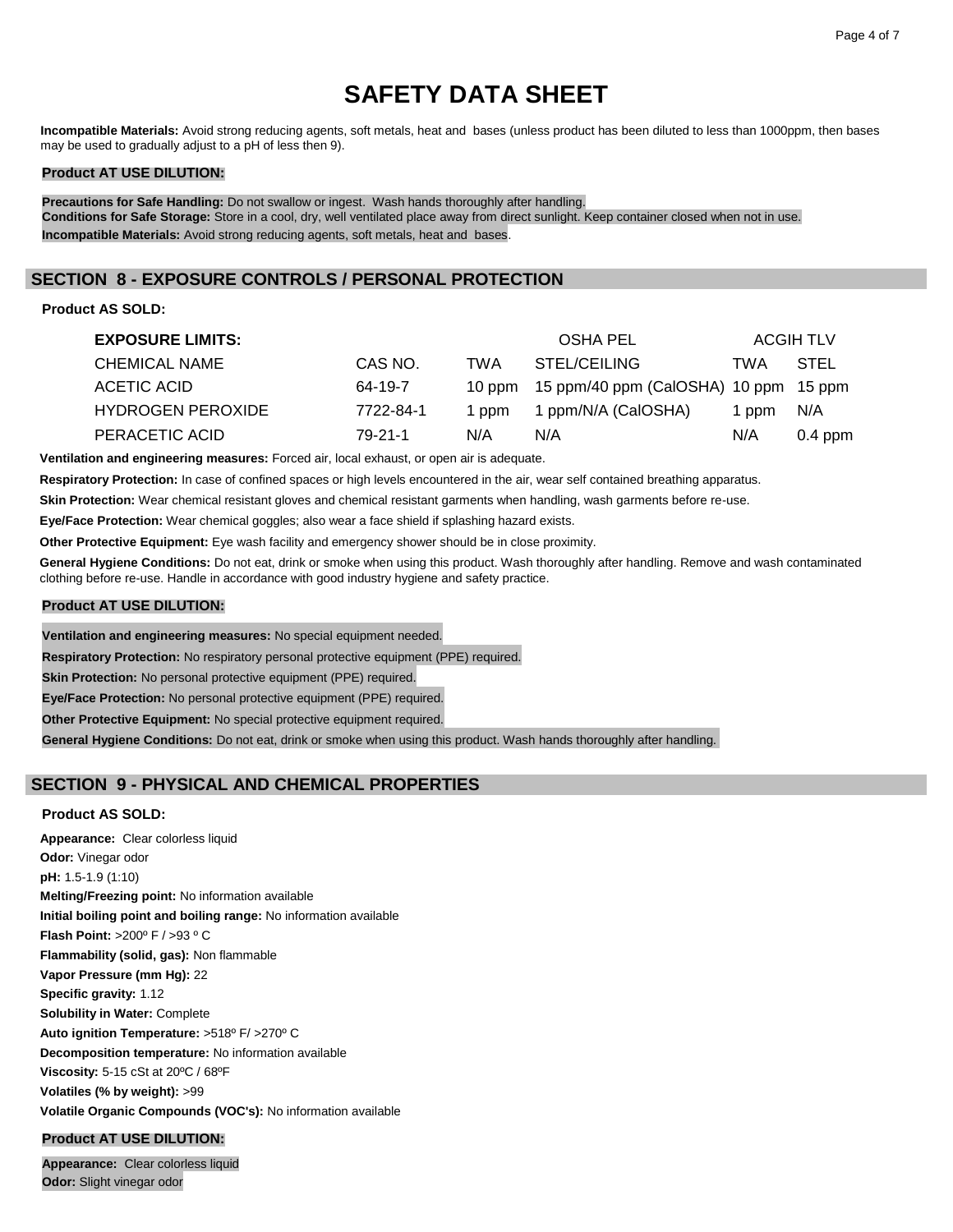# SAFETY DATA SHEET

**Incompatible Materials:** Avoid strong reducing agents, soft metals, heat and bases (unless product has been diluted to less than 1000ppm, then bases may be used to gradually adjust to a pH of less then 9).

**Product AT USE DILUTION:**

**Precautions for Safe Handling:** Do not swallow or ingest. Wash hands thoroughly after handling.
**Conditions for Safe Storage:** Store in a cool, dry, well ventilated place away from direct sunlight. Keep container closed when not in use.
**Incompatible Materials:** Avoid strong reducing agents, soft metals, heat and bases.

## SECTION 8 - EXPOSURE CONTROLS / PERSONAL PROTECTION

**Product AS SOLD:**

| **EXPOSURE LIMITS:** | | OSHA PEL | | ACGIH TLV | |
|---|---|---|---|---|---|
| CHEMICAL NAME | CAS NO. | TWA | STEL/CEILING | TWA | STEL |
| ACETIC ACID | 64-19-7 | 10 ppm | 15 ppm/40 ppm (CalOSHA) | 10 ppm | 15 ppm |
| HYDROGEN PEROXIDE | 7722-84-1 | 1 ppm | 1 ppm/N/A (CalOSHA) | 1 ppm | N/A |
| PERACETIC ACID | 79-21-1 | N/A | N/A | N/A | 0.4 ppm |

**Ventilation and engineering measures:** Forced air, local exhaust, or open air is adequate.

**Respiratory Protection:** In case of confined spaces or high levels encountered in the air, wear self contained breathing apparatus.

**Skin Protection:** Wear chemical resistant gloves and chemical resistant garments when handling, wash garments before re-use.

**Eye/Face Protection:** Wear chemical goggles; also wear a face shield if splashing hazard exists.

**Other Protective Equipment:** Eye wash facility and emergency shower should be in close proximity.

**General Hygiene Conditions:** Do not eat, drink or smoke when using this product. Wash thoroughly after handling. Remove and wash contaminated clothing before re-use. Handle in accordance with good industry hygiene and safety practice.

**Product AT USE DILUTION:**

**Ventilation and engineering measures:** No special equipment needed.

**Respiratory Protection:** No respiratory personal protective equipment (PPE) required.

**Skin Protection:** No personal protective equipment (PPE) required.

**Eye/Face Protection:** No personal protective equipment (PPE) required.

**Other Protective Equipment:** No special protective equipment required.

**General Hygiene Conditions:** Do not eat, drink or smoke when using this product. Wash hands thoroughly after handling.

## SECTION 9 - PHYSICAL AND CHEMICAL PROPERTIES

**Product AS SOLD:**

**Appearance:** Clear colorless liquid
**Odor:** Vinegar odor
**pH:** 1.5-1.9 (1:10)
**Melting/Freezing point:** No information available
**Initial boiling point and boiling range:** No information available
**Flash Point:** >200º F / >93 º C
**Flammability (solid, gas):** Non flammable
**Vapor Pressure (mm Hg):** 22
**Specific gravity:** 1.12
**Solubility in Water:** Complete
**Auto ignition Temperature:** >518º F/ >270º C
**Decomposition temperature:** No information available
**Viscosity:** 5-15 cSt at 20ºC / 68ºF
**Volatiles (% by weight):** >99
**Volatile Organic Compounds (VOC's):** No information available

**Product AT USE DILUTION:**

**Appearance:** Clear colorless liquid
**Odor:** Slight vinegar odor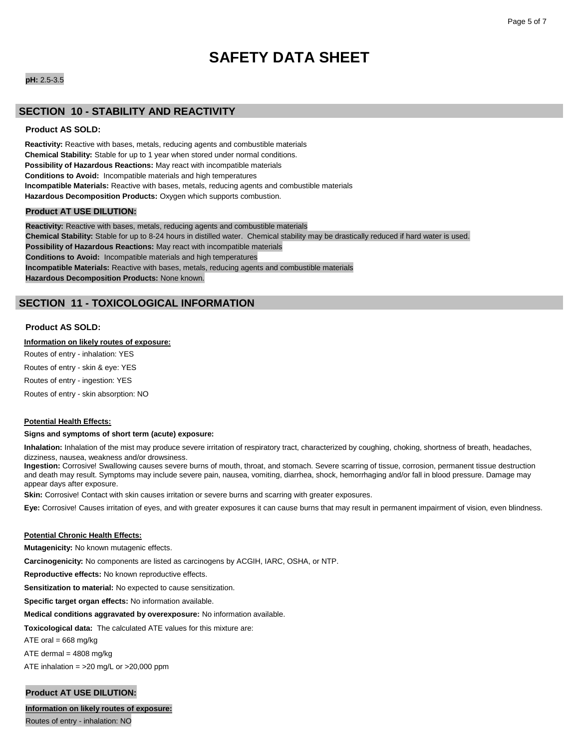# SAFETY DATA SHEET

**pH:** 2.5-3.5

## SECTION 10 - STABILITY AND REACTIVITY

### Product AS SOLD:

**Reactivity:** Reactive with bases, metals, reducing agents and combustible materials
**Chemical Stability:** Stable for up to 1 year when stored under normal conditions.
**Possibility of Hazardous Reactions:** May react with incompatible materials
**Conditions to Avoid:** Incompatible materials and high temperatures
**Incompatible Materials:** Reactive with bases, metals, reducing agents and combustible materials
**Hazardous Decomposition Products:** Oxygen which supports combustion.

### Product AT USE DILUTION:

**Reactivity:** Reactive with bases, metals, reducing agents and combustible materials
**Chemical Stability:** Stable for up to 8-24 hours in distilled water. Chemical stability may be drastically reduced if hard water is used.
**Possibility of Hazardous Reactions:** May react with incompatible materials
**Conditions to Avoid:** Incompatible materials and high temperatures
**Incompatible Materials:** Reactive with bases, metals, reducing agents and combustible materials
**Hazardous Decomposition Products:** None known.

## SECTION 11 - TOXICOLOGICAL INFORMATION

### Product AS SOLD:

**Information on likely routes of exposure:**

Routes of entry - inhalation: YES

Routes of entry - skin & eye: YES

Routes of entry - ingestion: YES

Routes of entry - skin absorption: NO

**Potential Health Effects:**

**Signs and symptoms of short term (acute) exposure:**

**Inhalation:** Inhalation of the mist may produce severe irritation of respiratory tract, characterized by coughing, choking, shortness of breath, headaches, dizziness, nausea, weakness and/or drowsiness.
**Ingestion:** Corrosive! Swallowing causes severe burns of mouth, throat, and stomach. Severe scarring of tissue, corrosion, permanent tissue destruction and death may result. Symptoms may include severe pain, nausea, vomiting, diarrhea, shock, hemorrhaging and/or fall in blood pressure. Damage may appear days after exposure.

**Skin:** Corrosive! Contact with skin causes irritation or severe burns and scarring with greater exposures.

**Eye:** Corrosive! Causes irritation of eyes, and with greater exposures it can cause burns that may result in permanent impairment of vision, even blindness.

**Potential Chronic Health Effects:**

**Mutagenicity:** No known mutagenic effects.

**Carcinogenicity:** No components are listed as carcinogens by ACGIH, IARC, OSHA, or NTP.

**Reproductive effects:** No known reproductive effects.

**Sensitization to material:** No expected to cause sensitization.

**Specific target organ effects:** No information available.

**Medical conditions aggravated by overexposure:** No information available.

**Toxicological data:** The calculated ATE values for this mixture are:

ATE oral = 668 mg/kg

ATE dermal = 4808 mg/kg

ATE inhalation = >20 mg/L or >20,000 ppm

### Product AT USE DILUTION:

**Information on likely routes of exposure:**

Routes of entry - inhalation: NO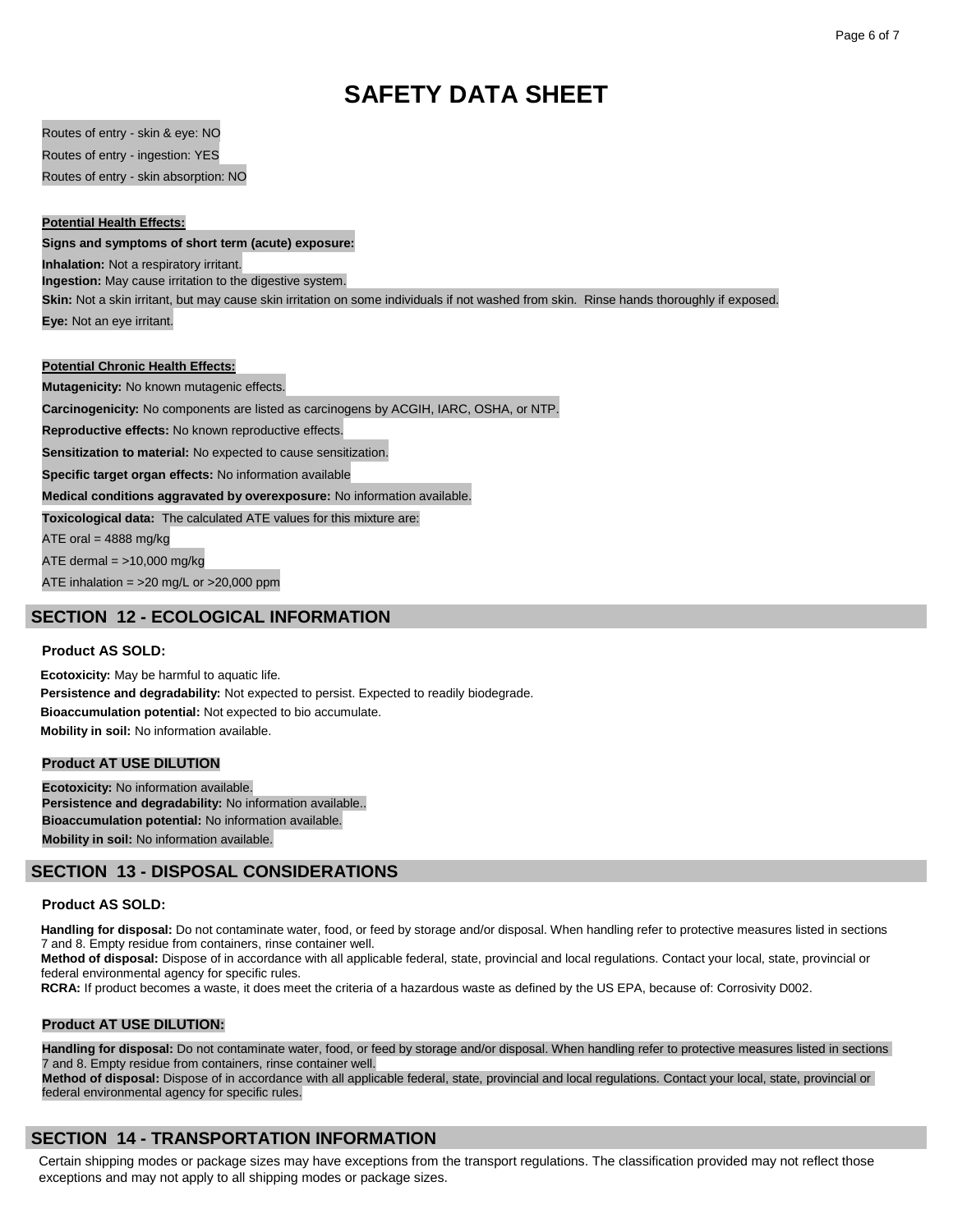# SAFETY DATA SHEET

Routes of entry - skin & eye: NO

Routes of entry - ingestion: YES

Routes of entry - skin absorption: NO

**Potential Health Effects:**

**Signs and symptoms of short term (acute) exposure:**

**Inhalation:** Not a respiratory irritant.

**Ingestion:** May cause irritation to the digestive system.

**Skin:** Not a skin irritant, but may cause skin irritation on some individuals if not washed from skin. Rinse hands thoroughly if exposed.

**Eye:** Not an eye irritant.

**Potential Chronic Health Effects:**

**Mutagenicity:** No known mutagenic effects.

**Carcinogenicity:** No components are listed as carcinogens by ACGIH, IARC, OSHA, or NTP.

**Reproductive effects:** No known reproductive effects.

**Sensitization to material:** No expected to cause sensitization.

**Specific target organ effects:** No information available

**Medical conditions aggravated by overexposure:** No information available.

**Toxicological data:** The calculated ATE values for this mixture are:

ATE oral = 4888 mg/kg

ATE dermal = >10,000 mg/kg

ATE inhalation = >20 mg/L or >20,000 ppm

## SECTION 12 - ECOLOGICAL INFORMATION

### Product AS SOLD:

**Ecotoxicity:** May be harmful to aquatic life.

**Persistence and degradability:** Not expected to persist. Expected to readily biodegrade.

**Bioaccumulation potential:** Not expected to bio accumulate.

**Mobility in soil:** No information available.

### Product AT USE DILUTION

**Ecotoxicity:** No information available.

**Persistence and degradability:** No information available..

**Bioaccumulation potential:** No information available.

**Mobility in soil:** No information available.

## SECTION 13 - DISPOSAL CONSIDERATIONS

### Product AS SOLD:

**Handling for disposal:** Do not contaminate water, food, or feed by storage and/or disposal. When handling refer to protective measures listed in sections 7 and 8. Empty residue from containers, rinse container well.

**Method of disposal:** Dispose of in accordance with all applicable federal, state, provincial and local regulations. Contact your local, state, provincial or federal environmental agency for specific rules.

**RCRA:** If product becomes a waste, it does meet the criteria of a hazardous waste as defined by the US EPA, because of: Corrosivity D002.

### Product AT USE DILUTION:

**Handling for disposal:** Do not contaminate water, food, or feed by storage and/or disposal. When handling refer to protective measures listed in sections 7 and 8. Empty residue from containers, rinse container well.

**Method of disposal:** Dispose of in accordance with all applicable federal, state, provincial and local regulations. Contact your local, state, provincial or federal environmental agency for specific rules.

## SECTION 14 - TRANSPORTATION INFORMATION

Certain shipping modes or package sizes may have exceptions from the transport regulations. The classification provided may not reflect those exceptions and may not apply to all shipping modes or package sizes.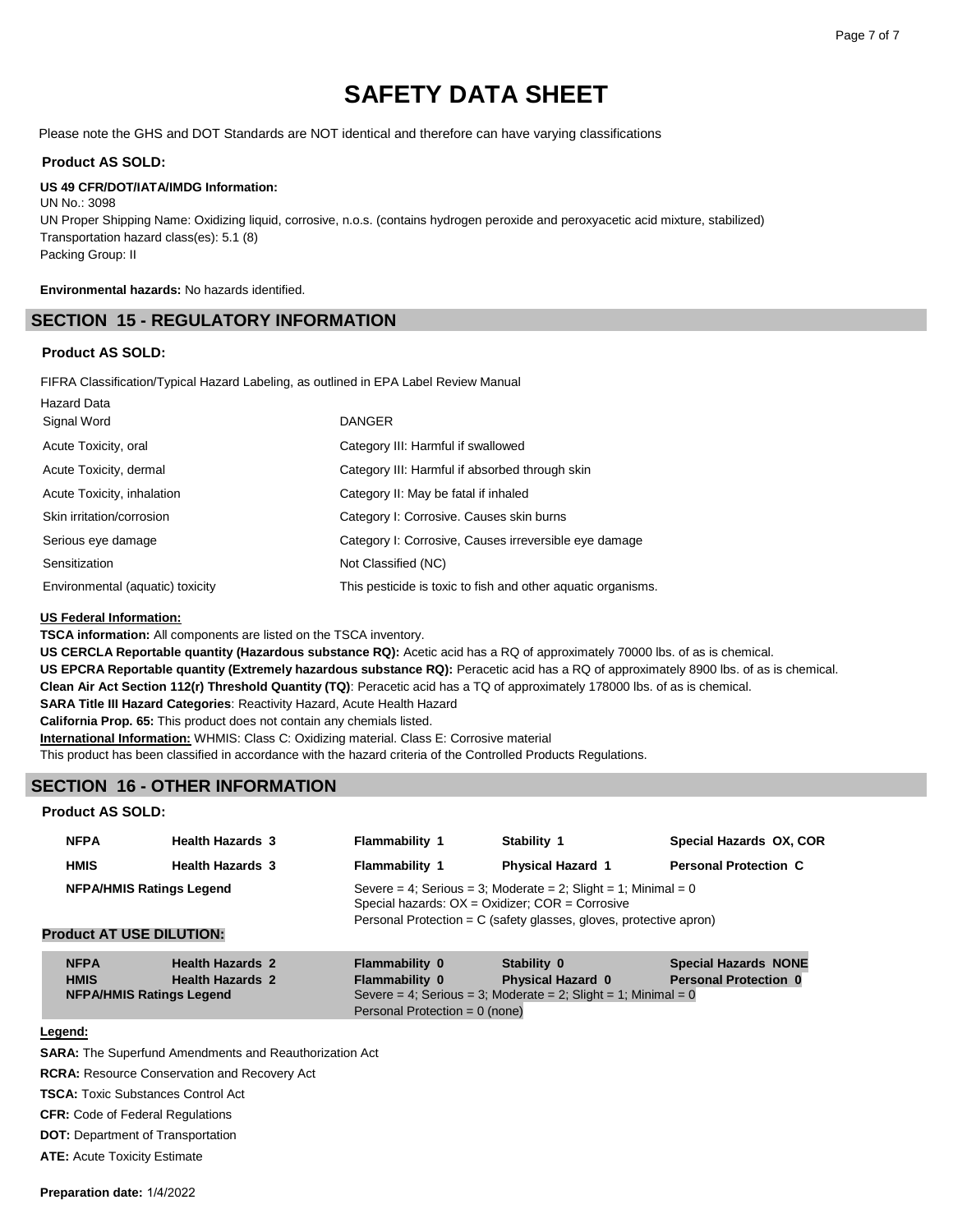# SAFETY DATA SHEET

Please note the GHS and DOT Standards are NOT identical and therefore can have varying classifications

**Product AS SOLD:**

**US 49 CFR/DOT/IATA/IMDG Information:**

UN No.: 3098
UN Proper Shipping Name: Oxidizing liquid, corrosive, n.o.s. (contains hydrogen peroxide and peroxyacetic acid mixture, stabilized)
Transportation hazard class(es): 5.1 (8)
Packing Group: II

**Environmental hazards:** No hazards identified.

## SECTION 15 - REGULATORY INFORMATION

**Product AS SOLD:**

FIFRA Classification/Typical Hazard Labeling, as outlined in EPA Label Review Manual

| Hazard Data | |
|---|---|
| Signal Word | DANGER |
| Acute Toxicity, oral | Category III: Harmful if swallowed |
| Acute Toxicity, dermal | Category III: Harmful if absorbed through skin |
| Acute Toxicity, inhalation | Category II: May be fatal if inhaled |
| Skin irritation/corrosion | Category I: Corrosive. Causes skin burns |
| Serious eye damage | Category I: Corrosive, Causes irreversible eye damage |
| Sensitization | Not Classified (NC) |
| Environmental (aquatic) toxicity | This pesticide is toxic to fish and other aquatic organisms. |

**US Federal Information:**

**TSCA information:** All components are listed on the TSCA inventory.
**US CERCLA Reportable quantity (Hazardous substance RQ):** Acetic acid has a RQ of approximately 70000 lbs. of as is chemical.
**US EPCRA Reportable quantity (Extremely hazardous substance RQ):** Peracetic acid has a RQ of approximately 8900 lbs. of as is chemical.
**Clean Air Act Section 112(r) Threshold Quantity (TQ)**: Peracetic acid has a TQ of approximately 178000 lbs. of as is chemical.
**SARA Title III Hazard Categories**: Reactivity Hazard, Acute Health Hazard
**California Prop. 65:** This product does not contain any chemials listed.
**International Information:** WHMIS: Class C: Oxidizing material. Class E: Corrosive material
This product has been classified in accordance with the hazard criteria of the Controlled Products Regulations.

## SECTION 16 - OTHER INFORMATION

**Product AS SOLD:**

| | | | | |
|---|---|---|---|---|
| **NFPA** | **Health Hazards 3** | **Flammability 1** | **Stability 1** | **Special Hazards OX, COR** |
| **HMIS** | **Health Hazards 3** | **Flammability 1** | **Physical Hazard 1** | **Personal Protection C** |
| **NFPA/HMIS Ratings Legend** | | Severe = 4; Serious = 3; Moderate = 2; Slight = 1; Minimal = 0<br>Special hazards: OX = Oxidizer; COR = Corrosive<br>Personal Protection = C (safety glasses, gloves, protective apron) | | |

**Product AT USE DILUTION:**

| | | | | |
|---|---|---|---|---|
| **NFPA** | **Health Hazards 2** | **Flammability 0** | **Stability 0** | **Special Hazards NONE** |
| **HMIS** | **Health Hazards 2** | **Flammability 0** | **Physical Hazard 0** | **Personal Protection 0** |
| **NFPA/HMIS Ratings Legend** | | Severe = 4; Serious = 3; Moderate = 2; Slight = 1; Minimal = 0<br>Personal Protection = 0 (none) | | |

**Legend:**

**SARA:** The Superfund Amendments and Reauthorization Act

**RCRA:** Resource Conservation and Recovery Act

**TSCA:** Toxic Substances Control Act

**CFR:** Code of Federal Regulations

**DOT:** Department of Transportation

**ATE:** Acute Toxicity Estimate

**Preparation date:** 1/4/2022